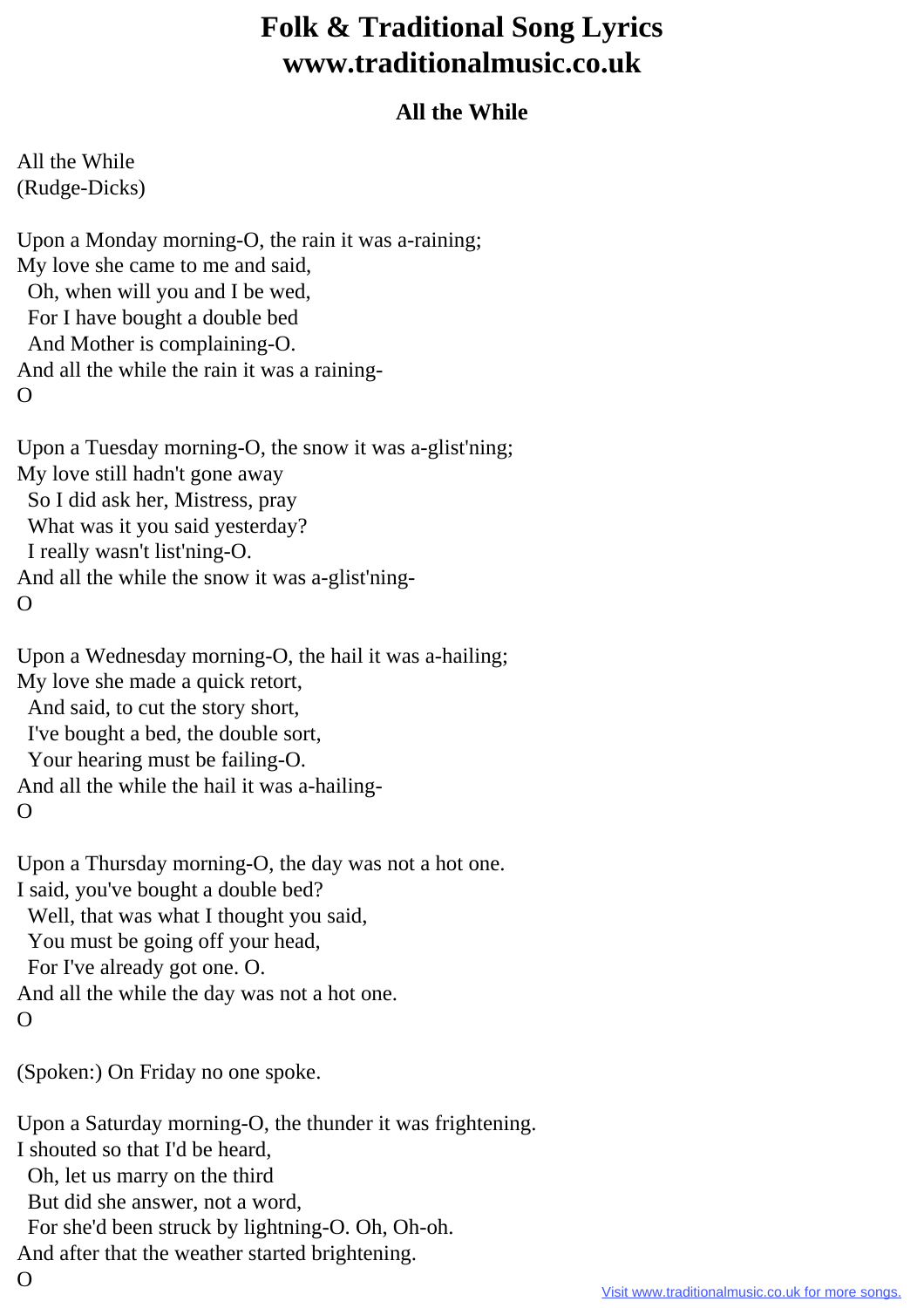# Folk & Traditional Song Lyrics
# www.traditionalmusic.co.uk

### All the While

All the While
(Rudge-Dicks)

Upon a Monday morning-O, the rain it was a-raining;
My love she came to me and said,
  Oh, when will you and I be wed,
  For I have bought a double bed
  And Mother is complaining-O.
And all the while the rain it was a raining-
O

Upon a Tuesday morning-O, the snow it was a-glist'ning;
My love still hadn't gone away
  So I did ask her, Mistress, pray
  What was it you said yesterday?
  I really wasn't list'ning-O.
And all the while the snow it was a-glist'ning-
O

Upon a Wednesday morning-O, the hail it was a-hailing;
My love she made a quick retort,
  And said, to cut the story short,
  I've bought a bed, the double sort,
  Your hearing must be failing-O.
And all the while the hail it was a-hailing-
O

Upon a Thursday morning-O, the day was not a hot one.
I said, you've bought a double bed?
  Well, that was what I thought you said,
  You must be going off your head,
  For I've already got one. O.
And all the while the day was not a hot one.
O

(Spoken:) On Friday no one spoke.

Upon a Saturday morning-O, the thunder it was frightening.
I shouted so that I'd be heard,
  Oh, let us marry on the third
  But did she answer, not a word,
  For she'd been struck by lightning-O. Oh, Oh-oh.
And after that the weather started brightening.
O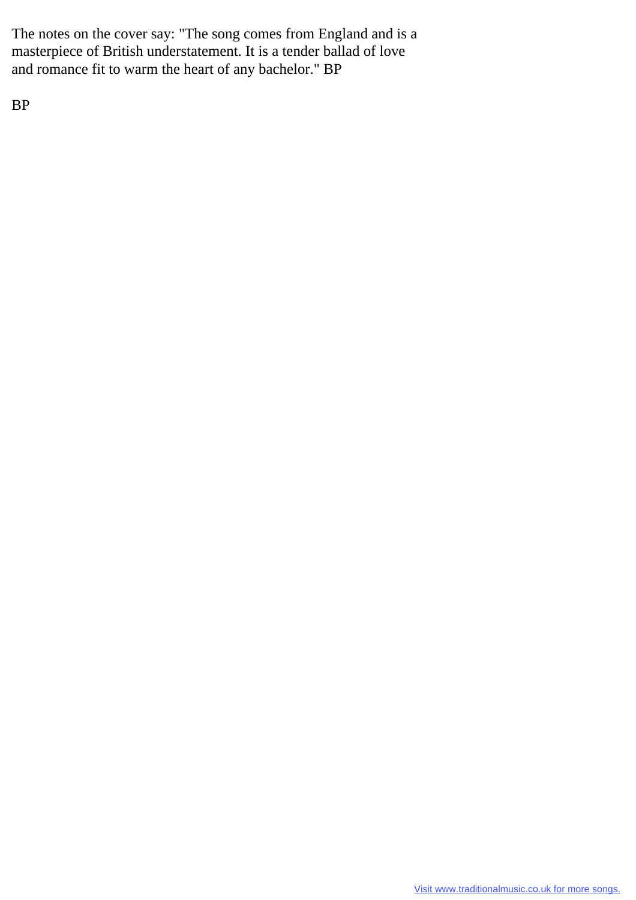The notes on the cover say: "The song comes from England and is a masterpiece of British understatement. It is a tender ballad of love and romance fit to warm the heart of any bachelor." BP

BP